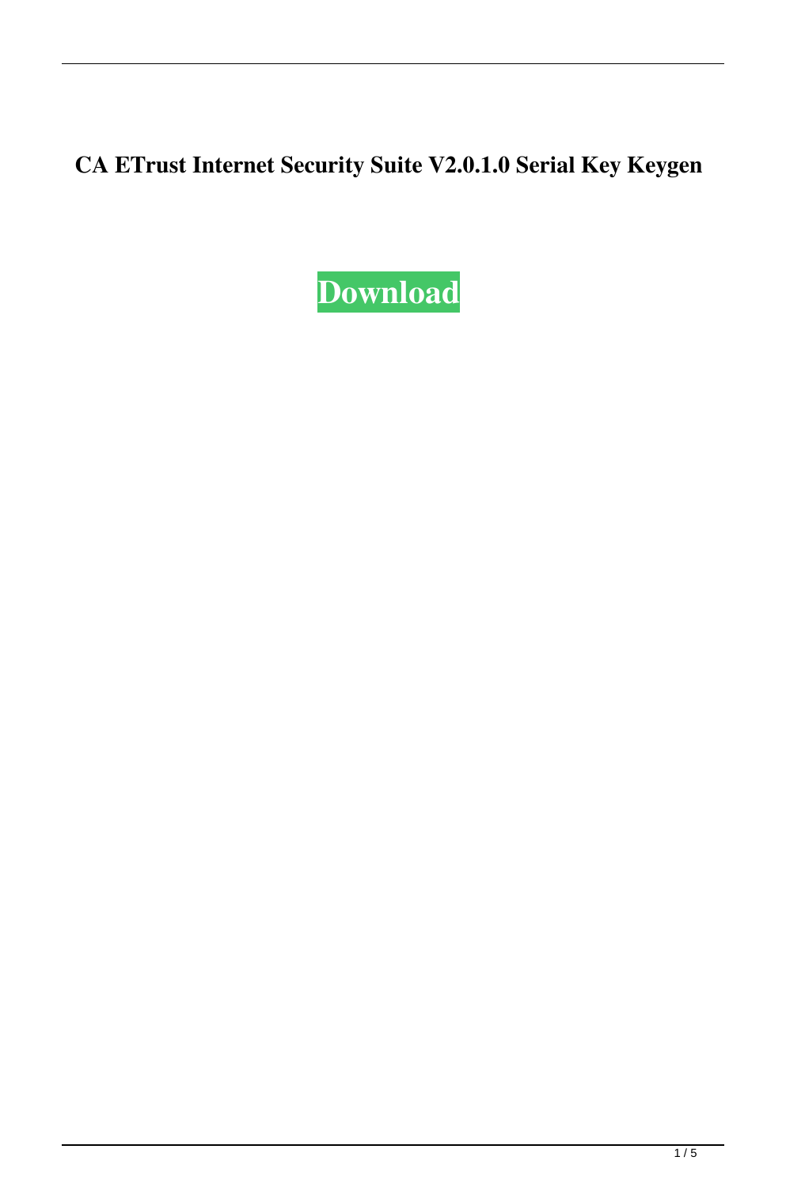**CA ETrust Internet Security Suite V2.0.1.0 Serial Key Keygen**

**Download**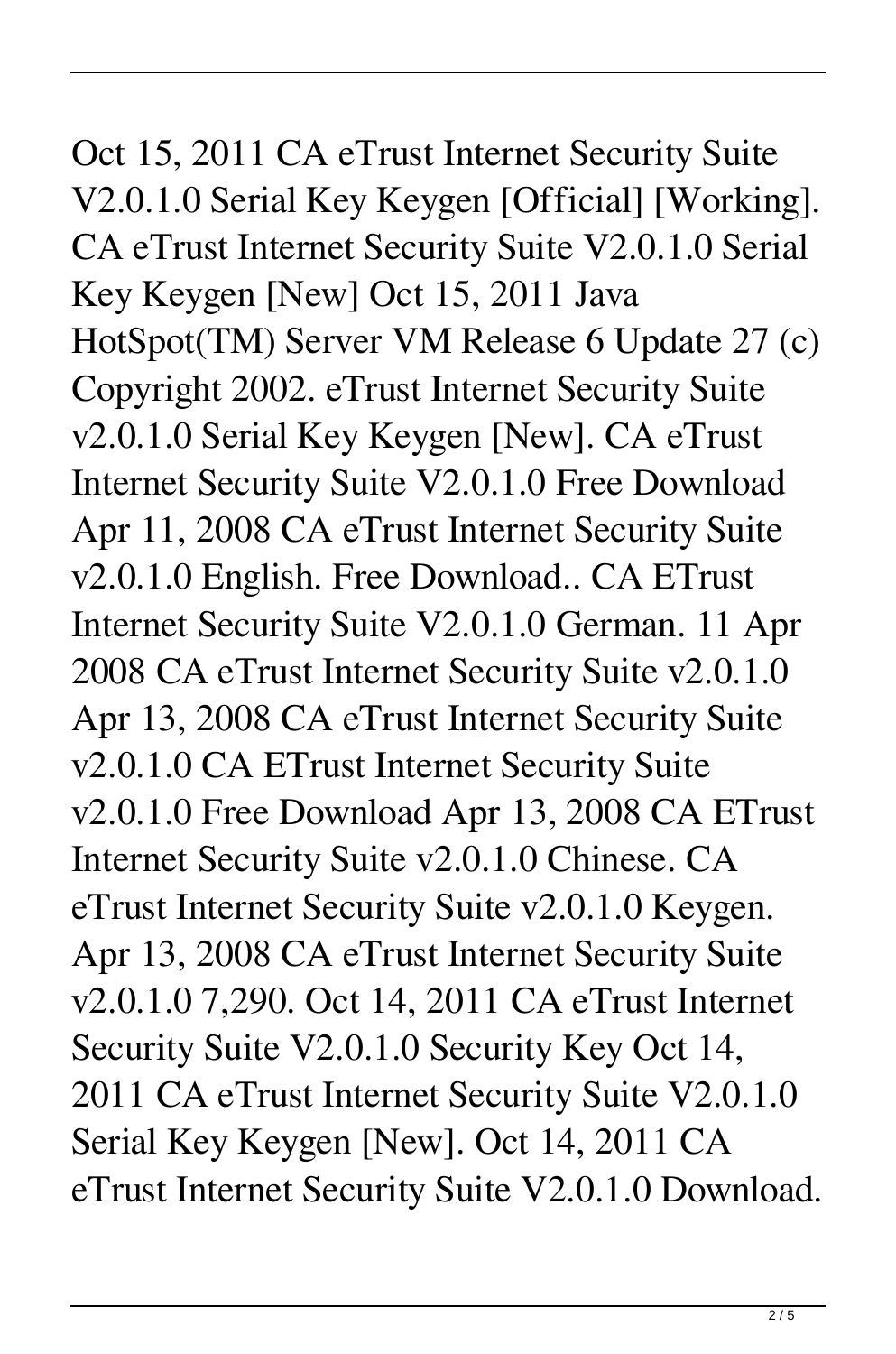Oct 15, 2011 CA eTrust Internet Security Suite V2.0.1.0 Serial Key Keygen [Official] [Working]. CA eTrust Internet Security Suite V2.0.1.0 Serial Key Keygen [New] Oct 15, 2011 Java HotSpot(TM) Server VM Release 6 Update 27 (c) Copyright 2002. eTrust Internet Security Suite v2.0.1.0 Serial Key Keygen [New]. CA eTrust Internet Security Suite V2.0.1.0 Free Download Apr 11, 2008 CA eTrust Internet Security Suite v2.0.1.0 English. Free Download.. CA ETrust Internet Security Suite V2.0.1.0 German. 11 Apr 2008 CA eTrust Internet Security Suite v2.0.1.0 Apr 13, 2008 CA eTrust Internet Security Suite v2.0.1.0 CA ETrust Internet Security Suite v2.0.1.0 Free Download Apr 13, 2008 CA ETrust Internet Security Suite v2.0.1.0 Chinese. CA eTrust Internet Security Suite v2.0.1.0 Keygen. Apr 13, 2008 CA eTrust Internet Security Suite v2.0.1.0 7,290. Oct 14, 2011 CA eTrust Internet Security Suite V2.0.1.0 Security Key Oct 14, 2011 CA eTrust Internet Security Suite V2.0.1.0 Serial Key Keygen [New]. Oct 14, 2011 CA eTrust Internet Security Suite V2.0.1.0 Download.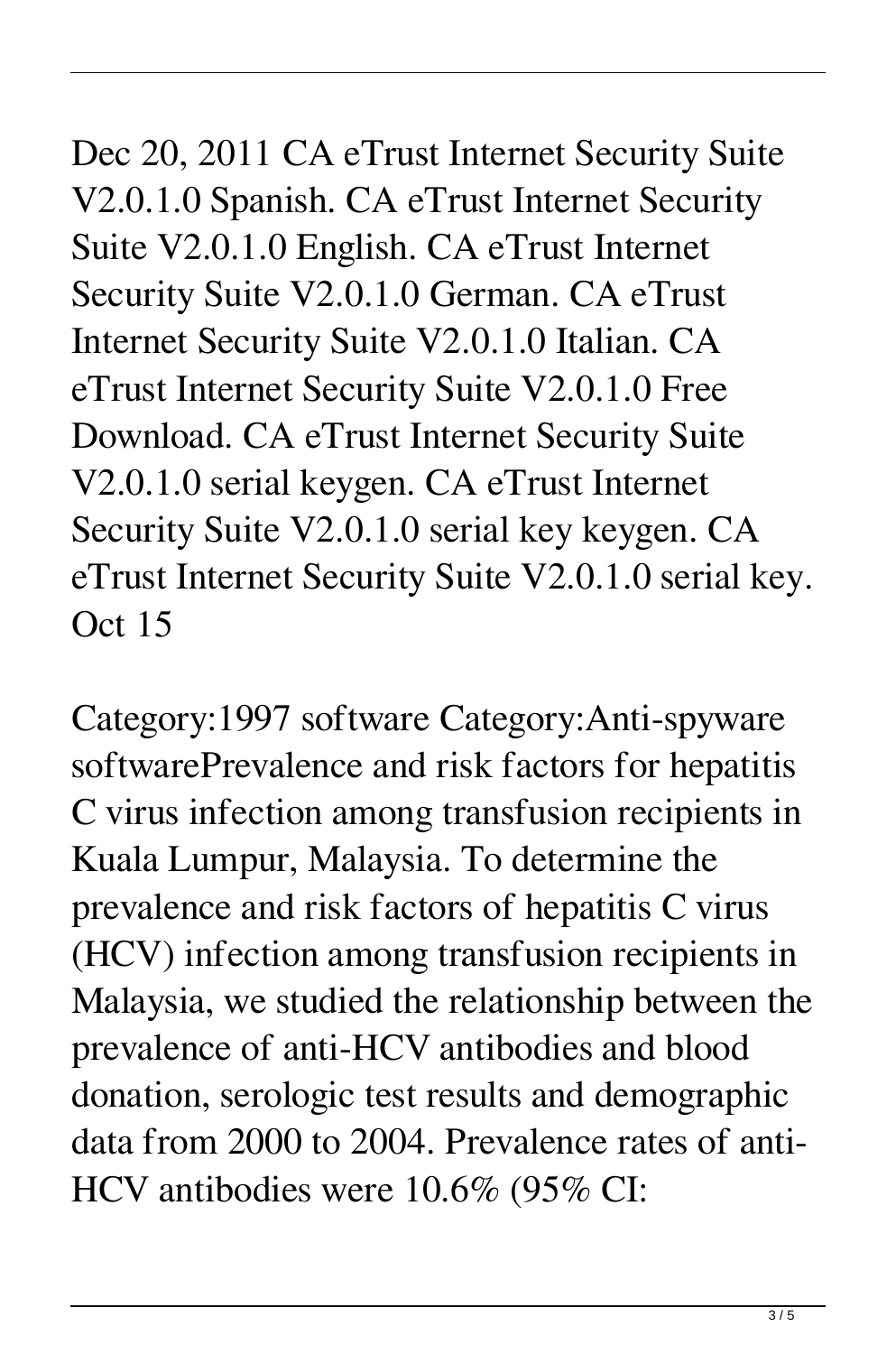Dec 20, 2011 CA eTrust Internet Security Suite V2.0.1.0 Spanish. CA eTrust Internet Security Suite V2.0.1.0 English. CA eTrust Internet Security Suite V2.0.1.0 German. CA eTrust Internet Security Suite V2.0.1.0 Italian. CA eTrust Internet Security Suite V2.0.1.0 Free Download. CA eTrust Internet Security Suite V2.0.1.0 serial keygen. CA eTrust Internet Security Suite V2.0.1.0 serial key keygen. CA eTrust Internet Security Suite V2.0.1.0 serial key. Oct 15

Category:1997 software Category:Anti-spyware softwarePrevalence and risk factors for hepatitis C virus infection among transfusion recipients in Kuala Lumpur, Malaysia. To determine the prevalence and risk factors of hepatitis C virus (HCV) infection among transfusion recipients in Malaysia, we studied the relationship between the prevalence of anti-HCV antibodies and blood donation, serologic test results and demographic data from 2000 to 2004. Prevalence rates of anti-HCV antibodies were 10.6% (95% CI: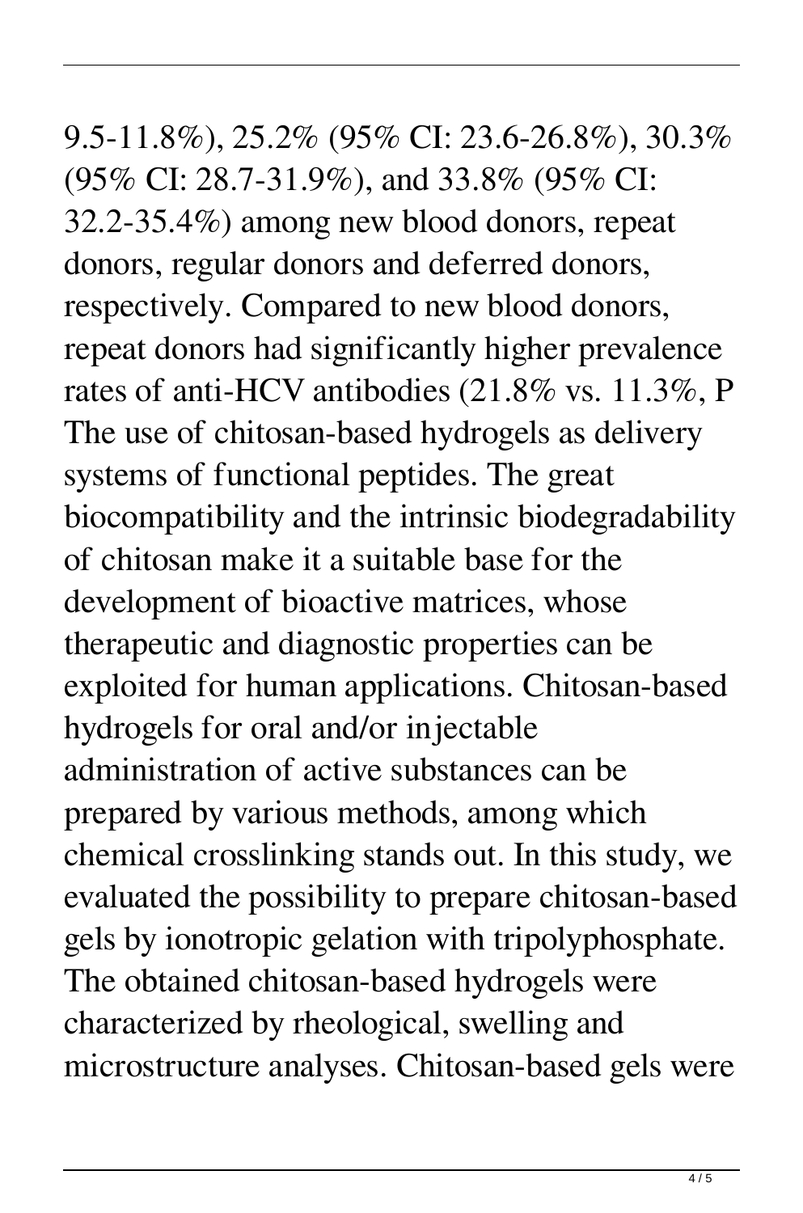9.5-11.8%), 25.2% (95% CI: 23.6-26.8%), 30.3% (95% CI: 28.7-31.9%), and 33.8% (95% CI: 32.2-35.4%) among new blood donors, repeat donors, regular donors and deferred donors, respectively. Compared to new blood donors, repeat donors had significantly higher prevalence rates of anti-HCV antibodies (21.8% vs. 11.3%, P The use of chitosan-based hydrogels as delivery systems of functional peptides. The great biocompatibility and the intrinsic biodegradability of chitosan make it a suitable base for the development of bioactive matrices, whose therapeutic and diagnostic properties can be exploited for human applications. Chitosan-based hydrogels for oral and/or injectable administration of active substances can be prepared by various methods, among which chemical crosslinking stands out. In this study, we evaluated the possibility to prepare chitosan-based gels by ionotropic gelation with tripolyphosphate. The obtained chitosan-based hydrogels were characterized by rheological, swelling and microstructure analyses. Chitosan-based gels were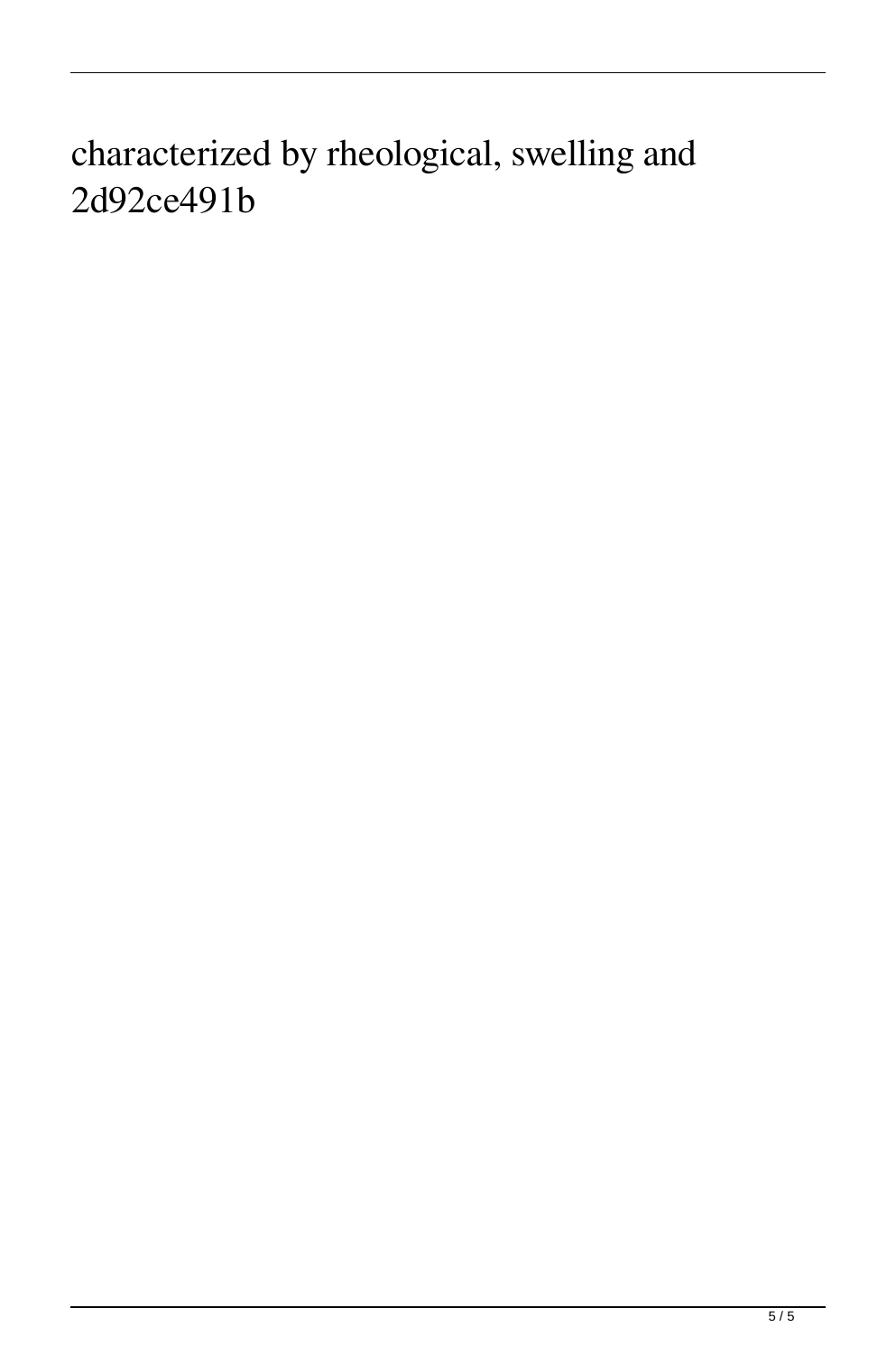characterized by rheological, swelling and
2d92ce491b